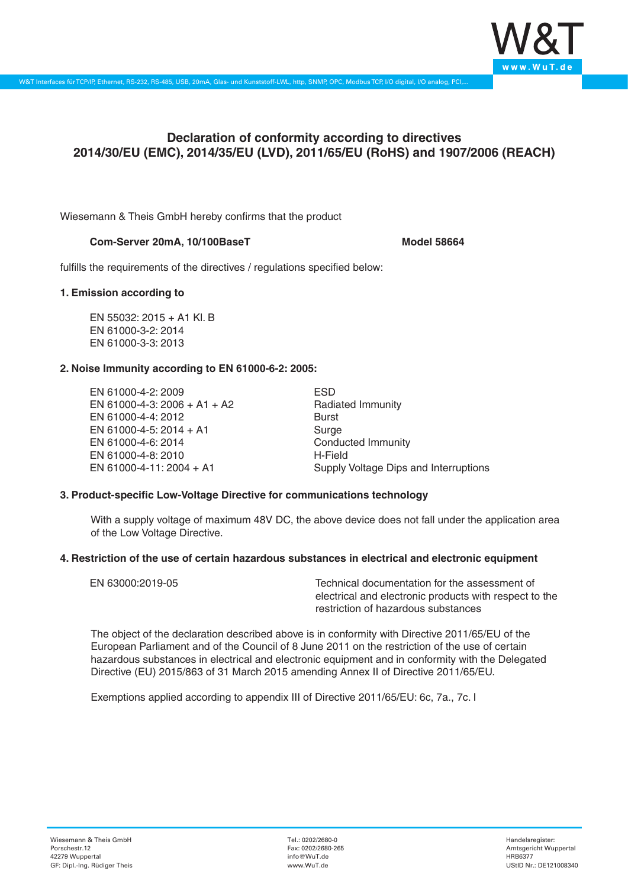# Declaration of conformity according to directives 2014/30/EU (EMC), 2014/35/EU (LVD), 2011/65/EU (RoHS) and 1907/2006 (REACH)

Wiesemann & Theis GmbH hereby confirms that the product

**Com-Server 20mA, 10/100BaseT** **Model 58664**

fulfills the requirements of the directives / regulations specified below:

**1. Emission according to**

EN 55032: 2015 + A1 Kl. B
EN 61000-3-2: 2014
EN 61000-3-3: 2013

**2. Noise Immunity according to EN 61000-6-2: 2005:**

| | |
|---|---|
| EN 61000-4-2: 2009 | ESD |
| EN 61000-4-3: 2006 + A1 + A2 | Radiated Immunity |
| EN 61000-4-4: 2012 | Burst |
| EN 61000-4-5: 2014 + A1 | Surge |
| EN 61000-4-6: 2014 | Conducted Immunity |
| EN 61000-4-8: 2010 | H-Field |
| EN 61000-4-11: 2004 + A1 | Supply Voltage Dips and Interruptions |

**3. Product-specific Low-Voltage Directive for communications technology**

With a supply voltage of maximum 48V DC, the above device does not fall under the application area of the Low Voltage Directive.

**4. Restriction of the use of certain hazardous substances in electrical and electronic equipment**

| | |
|---|---|
| EN 63000:2019-05 | Technical documentation for the assessment of electrical and electronic products with respect to the restriction of hazardous substances |

The object of the declaration described above is in conformity with Directive 2011/65/EU of the European Parliament and of the Council of 8 June 2011 on the restriction of the use of certain hazardous substances in electrical and electronic equipment and in conformity with the Delegated Directive (EU) 2015/863 of 31 March 2015 amending Annex II of Directive 2011/65/EU.

Exemptions applied according to appendix III of Directive 2011/65/EU: 6c, 7a., 7c. I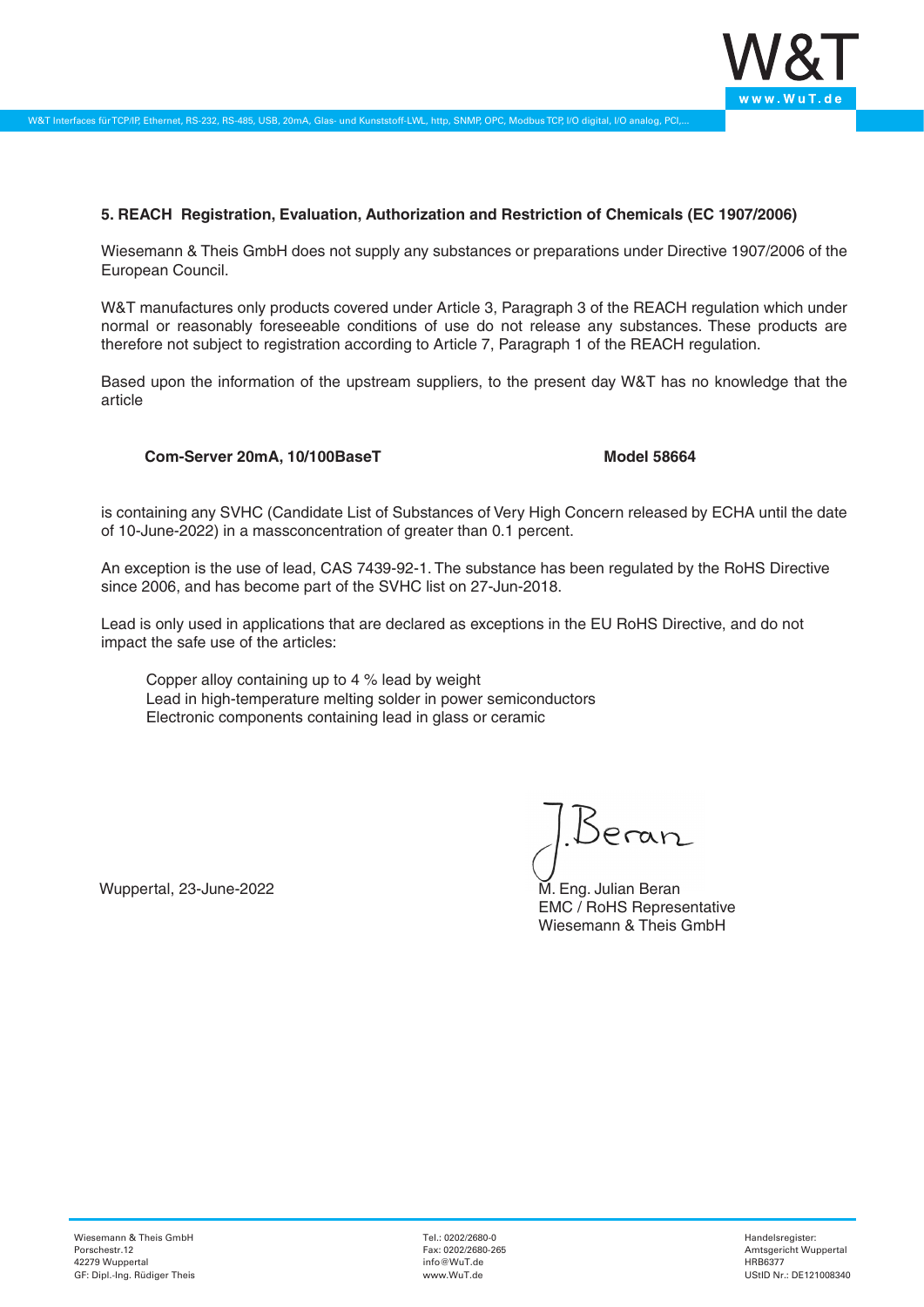### 5. REACH Registration, Evaluation, Authorization and Restriction of Chemicals (EC 1907/2006)

Wiesemann & Theis GmbH does not supply any substances or preparations under Directive 1907/2006 of the European Council.

W&T manufactures only products covered under Article 3, Paragraph 3 of the REACH regulation which under normal or reasonably foreseeable conditions of use do not release any substances. These products are therefore not subject to registration according to Article 7, Paragraph 1 of the REACH regulation.

Based upon the information of the upstream suppliers, to the present day W&T has no knowledge that the article

**Com-Server 20mA, 10/100BaseT** **Model 58664**

is containing any SVHC (Candidate List of Substances of Very High Concern released by ECHA until the date of 10-June-2022) in a massconcentration of greater than 0.1 percent.

An exception is the use of lead, CAS 7439-92-1. The substance has been regulated by the RoHS Directive since 2006, and has become part of the SVHC list on 27-Jun-2018.

Lead is only used in applications that are declared as exceptions in the EU RoHS Directive, and do not impact the safe use of the articles:

Copper alloy containing up to 4 % lead by weight
Lead in high-temperature melting solder in power semiconductors
Electronic components containing lead in glass or ceramic

Wuppertal, 23-June-2022

J. Beran

M. Eng. Julian Beran
EMC / RoHS Representative
Wiesemann & Theis GmbH